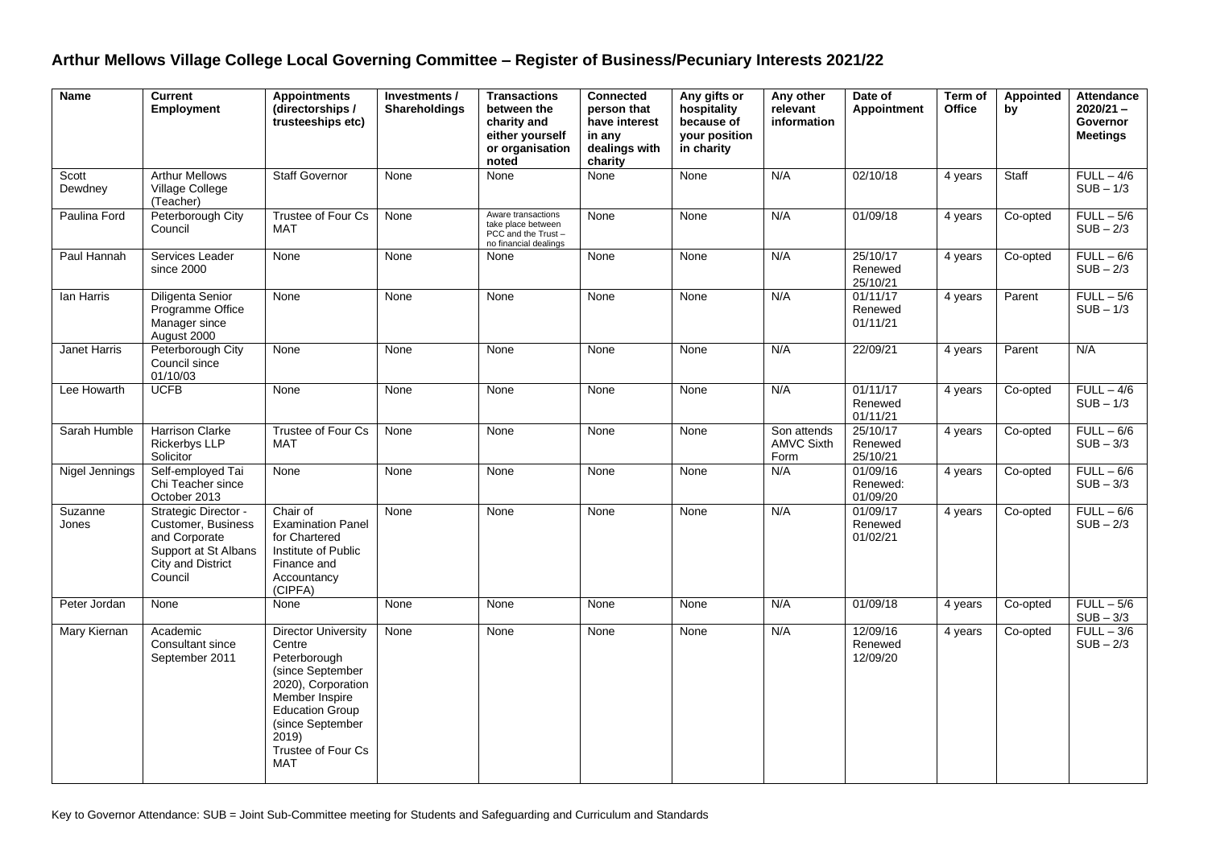# Arthur Mellows Village College Local Governing Committee – Register of Business/Pecuniary Interests 2021/22

| Name | Current Employment | Appointments (directorships / trusteeships etc) | Investments / Shareholdings | Transactions between the charity and either yourself or organisation noted | Connected person that have interest in any dealings with charity | Any gifts or hospitality because of your position in charity | Any other relevant information | Date of Appointment | Term of Office | Appointed by | Attendance 2020/21 – Governor Meetings |
|---|---|---|---|---|---|---|---|---|---|---|---|
| Scott Dewdney | Arthur Mellows Village College (Teacher) | Staff Governor | None | None | None | None | N/A | 02/10/18 | 4 years | Staff | FULL – 4/6 SUB – 1/3 |
| Paulina Ford | Peterborough City Council | Trustee of Four Cs MAT | None | Aware transactions take place between PCC and the Trust – no financial dealings | None | None | N/A | 01/09/18 | 4 years | Co-opted | FULL – 5/6 SUB – 2/3 |
| Paul Hannah | Services Leader since 2000 | None | None | None | None | None | N/A | 25/10/17 Renewed 25/10/21 | 4 years | Co-opted | FULL – 6/6 SUB – 2/3 |
| Ian Harris | Diligenta Senior Programme Office Manager since August 2000 | None | None | None | None | None | N/A | 01/11/17 Renewed 01/11/21 | 4 years | Parent | FULL – 5/6 SUB – 1/3 |
| Janet Harris | Peterborough City Council since 01/10/03 | None | None | None | None | None | N/A | 22/09/21 | 4 years | Parent | N/A |
| Lee Howarth | UCFB | None | None | None | None | None | N/A | 01/11/17 Renewed 01/11/21 | 4 years | Co-opted | FULL – 4/6 SUB – 1/3 |
| Sarah Humble | Harrison Clarke Rickerbys LLP Solicitor | Trustee of Four Cs MAT | None | None | None | None | Son attends AMVC Sixth Form | 25/10/17 Renewed 25/10/21 | 4 years | Co-opted | FULL – 6/6 SUB – 3/3 |
| Nigel Jennings | Self-employed Tai Chi Teacher since October 2013 | None | None | None | None | None | N/A | 01/09/16 Renewed: 01/09/20 | 4 years | Co-opted | FULL – 6/6 SUB – 3/3 |
| Suzanne Jones | Strategic Director - Customer, Business and Corporate Support at St Albans City and District Council | Chair of Examination Panel for Chartered Institute of Public Finance and Accountancy (CIPFA) | None | None | None | None | N/A | 01/09/17 Renewed 01/02/21 | 4 years | Co-opted | FULL – 6/6 SUB – 2/3 |
| Peter Jordan | None | None | None | None | None | None | N/A | 01/09/18 | 4 years | Co-opted | FULL – 5/6 SUB – 3/3 |
| Mary Kiernan | Academic Consultant since September 2011 | Director University Centre Peterborough (since September 2020), Corporation Member Inspire Education Group (since September 2019) Trustee of Four Cs MAT | None | None | None | None | N/A | 12/09/16 Renewed 12/09/20 | 4 years | Co-opted | FULL – 3/6 SUB – 2/3 |

Key to Governor Attendance: SUB = Joint Sub-Committee meeting for Students and Safeguarding and Curriculum and Standards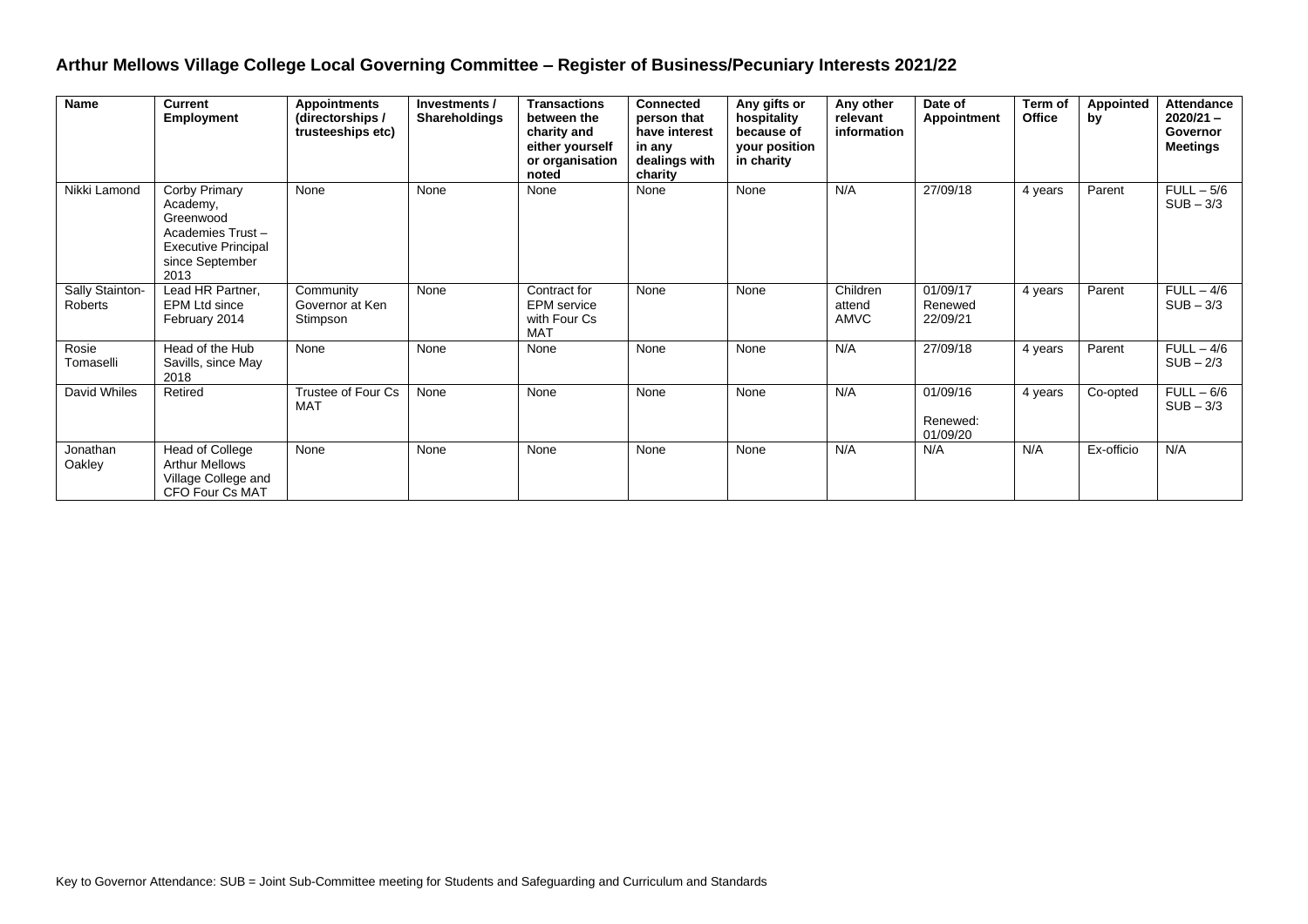# Arthur Mellows Village College Local Governing Committee – Register of Business/Pecuniary Interests 2021/22

| Name | Current Employment | Appointments (directorships / trusteeships etc) | Investments / Shareholdings | Transactions between the charity and either yourself or organisation noted | Connected person that have interest in any dealings with charity | Any gifts or hospitality because of your position in charity | Any other relevant information | Date of Appointment | Term of Office | Appointed by | Attendance 2020/21 – Governor Meetings |
|---|---|---|---|---|---|---|---|---|---|---|---|
| Nikki Lamond | Corby Primary Academy, Greenwood Academies Trust – Executive Principal since September 2013 | None | None | None | None | None | N/A | 27/09/18 | 4 years | Parent | FULL – 5/6 SUB – 3/3 |
| Sally Stainton-Roberts | Lead HR Partner, EPM Ltd since February 2014 | Community Governor at Ken Stimpson | None | Contract for EPM service with Four Cs MAT | None | None | Children attend AMVC | 01/09/17 Renewed 22/09/21 | 4 years | Parent | FULL – 4/6 SUB – 3/3 |
| Rosie Tomaselli | Head of the Hub Savills, since May 2018 | None | None | None | None | None | N/A | 27/09/18 | 4 years | Parent | FULL – 4/6 SUB – 2/3 |
| David Whiles | Retired | Trustee of Four Cs MAT | None | None | None | None | N/A | 01/09/16 Renewed: 01/09/20 | 4 years | Co-opted | FULL – 6/6 SUB – 3/3 |
| Jonathan Oakley | Head of College Arthur Mellows Village College and CFO Four Cs MAT | None | None | None | None | None | N/A | N/A | N/A | Ex-officio | N/A |

Key to Governor Attendance: SUB = Joint Sub-Committee meeting for Students and Safeguarding and Curriculum and Standards